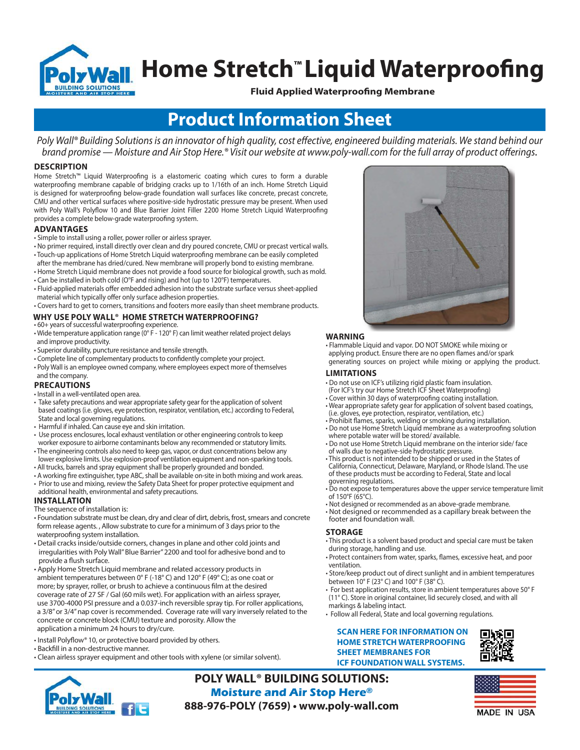# Home Stretch™ Liquid Waterproofing

**Fluid Applied Waterproofing Membrane**

## Product Information Sheet

*Poly Wall® Building Solutions is an innovator of high quality, cost effective, engineered building materials. We stand behind our brand promise — Moisture and Air Stop Here.® Visit our website at www.poly-wall.com for the full array of product offerings.*

### DESCRIPTION

Home Stretch™ Liquid Waterproofing is a elastomeric coating which cures to form a durable waterproofing membrane capable of bridging cracks up to 1/16th of an inch. Home Stretch Liquid is designed for waterproofing below-grade foundation wall surfaces like concrete, precast concrete, CMU and other vertical surfaces where positive-side hydrostatic pressure may be present. When used with Poly Wall's Polyflow 10 and Blue Barrier Joint Filler 2200 Home Stretch Liquid Waterproofing provides a complete below-grade waterproofing system.

### ADVANTAGES

- Simple to install using a roller, power roller or airless sprayer.
- No primer required, install directly over clean and dry poured concrete, CMU or precast vertical walls.
- Touch-up applications of Home Stretch Liquid waterproofing membrane can be easily completed after the membrane has dried/cured. New membrane will properly bond to existing membrane.
- Home Stretch Liquid membrane does not provide a food source for biological growth, such as mold.
- Can be installed in both cold (0°F and rising) and hot (up to 120°F) temperatures.
- Fluid-applied materials offer embedded adhesion into the substrate surface versus sheet-applied material which typically offer only surface adhesion properties.
- Covers hard to get to corners, transitions and footers more easily than sheet membrane products.

### WHY USE POLY WALL® HOME STRETCH WATERPROOFING?

- 60+ years of successful waterproofing experience.
- Wide temperature application range (0° F - 120° F) can limit weather related project delays and improve productivity.
- Superior durability, puncture resistance and tensile strength.
- Complete line of complementary products to confidently complete your project.
- Poly Wall is an employee owned company, where employees expect more of themselves and the company.

### PRECAUTIONS

- Install in a well-ventilated open area.
- Take safety precautions and wear appropriate safety gear for the application of solvent based coatings (i.e. gloves, eye protection, respirator, ventilation, etc.) according to Federal, State and local governing regulations.
- Harmful if inhaled. Can cause eye and skin irritation.
- Use process enclosures, local exhaust ventilation or other engineering controls to keep worker exposure to airborne contaminants below any recommended or statutory limits.
- The engineering controls also need to keep gas, vapor, or dust concentrations below any lower explosive limits. Use explosion-proof ventilation equipment and non-sparking tools.
- All trucks, barrels and spray equipment shall be properly grounded and bonded.
- A working fire extinguisher, type ABC, shall be available on-site in both mixing and work areas.
- Prior to use and mixing, review the Safety Data Sheet for proper protective equipment and additional health, environmental and safety precautions.

### INSTALLATION

The sequence of installation is:

- Foundation substrate must be clean, dry and clear of dirt, debris, frost, smears and concrete form release agents. , Allow substrate to cure for a minimum of 3 days prior to the waterproofing system installation.
- Detail cracks inside/outside corners, changes in plane and other cold joints and irregularities with Poly Wall" Blue Barrier" 2200 and tool for adhesive bond and to provide a flush surface.
- Apply Home Stretch Liquid membrane and related accessory products in ambient temperatures between 0° F (-18° C) and 120° F (49° C); as one coat or more; by sprayer, roller, or brush to achieve a continuous film at the desired coverage rate of 27 SF / Gal (60 mils wet). For application with an airless sprayer, use 3700-4000 PSI pressure and a 0.037-inch reversible spray tip. For roller applications, a 3/8" or 3/4" nap cover is recommended. Coverage rate will vary inversely related to the concrete or concrete block (CMU) texture and porosity. Allow the application a minimum 24 hours to dry/cure.
- Install Polyflow® 10, or protective board provided by others.
- Backfill in a non-destructive manner.
- Clean airless sprayer equipment and other tools with xylene (or similar solvent).

### WARNING

- Flammable Liquid and vapor. DO NOT SMOKE while mixing or applying product. Ensure there are no open flames and/or spark generating sources on project while mixing or applying the product.

### LIMITATIONS

- Do not use on ICF's utilizing rigid plastic foam insulation. (For ICF's try our Home Stretch ICF Sheet Waterproofing)
- Cover within 30 days of waterproofing coating installation.
- Wear appropriate safety gear for application of solvent based coatings, (i.e. gloves, eye protection, respirator, ventilation, etc.)
- Prohibit flames, sparks, welding or smoking during installation.
- Do not use Home Stretch Liquid membrane as a waterproofing solution where potable water will be stored/ available.
- Do not use Home Stretch Liquid membrane on the interior side/ face of walls due to negative-side hydrostatic pressure.
- This product is not intended to be shipped or used in the States of California, Connecticut, Delaware, Maryland, or Rhode Island. The use of these products must be according to Federal, State and local governing regulations.
- Do not expose to temperatures above the upper service temperature limit of 150°F (65°C).
- Not designed or recommended as an above-grade membrane.
- Not designed or recommended as a capillary break between the footer and foundation wall.

### STORAGE

- This product is a solvent based product and special care must be taken during storage, handling and use.
- Protect containers from water, sparks, flames, excessive heat, and poor ventilation.
- Store/keep product out of direct sunlight and in ambient temperatures between 10° F (23° C) and 100° F (38° C).
- For best application results, store in ambient temperatures above 50° F (11° C). Store in original container, lid securely closed, and with all markings & labeling intact.
- Follow all Federal, State and local governing regulations.

**SCAN HERE FOR INFORMATION ON HOME STRETCH WATERPROOFING SHEET MEMBRANES FOR ICF FOUNDATION WALL SYSTEMS.**

**POLY WALL® BUILDING SOLUTIONS:**
***Moisture and Air Stop Here®***
**888-976-POLY (7659) • www.poly-wall.com**

MADE IN USA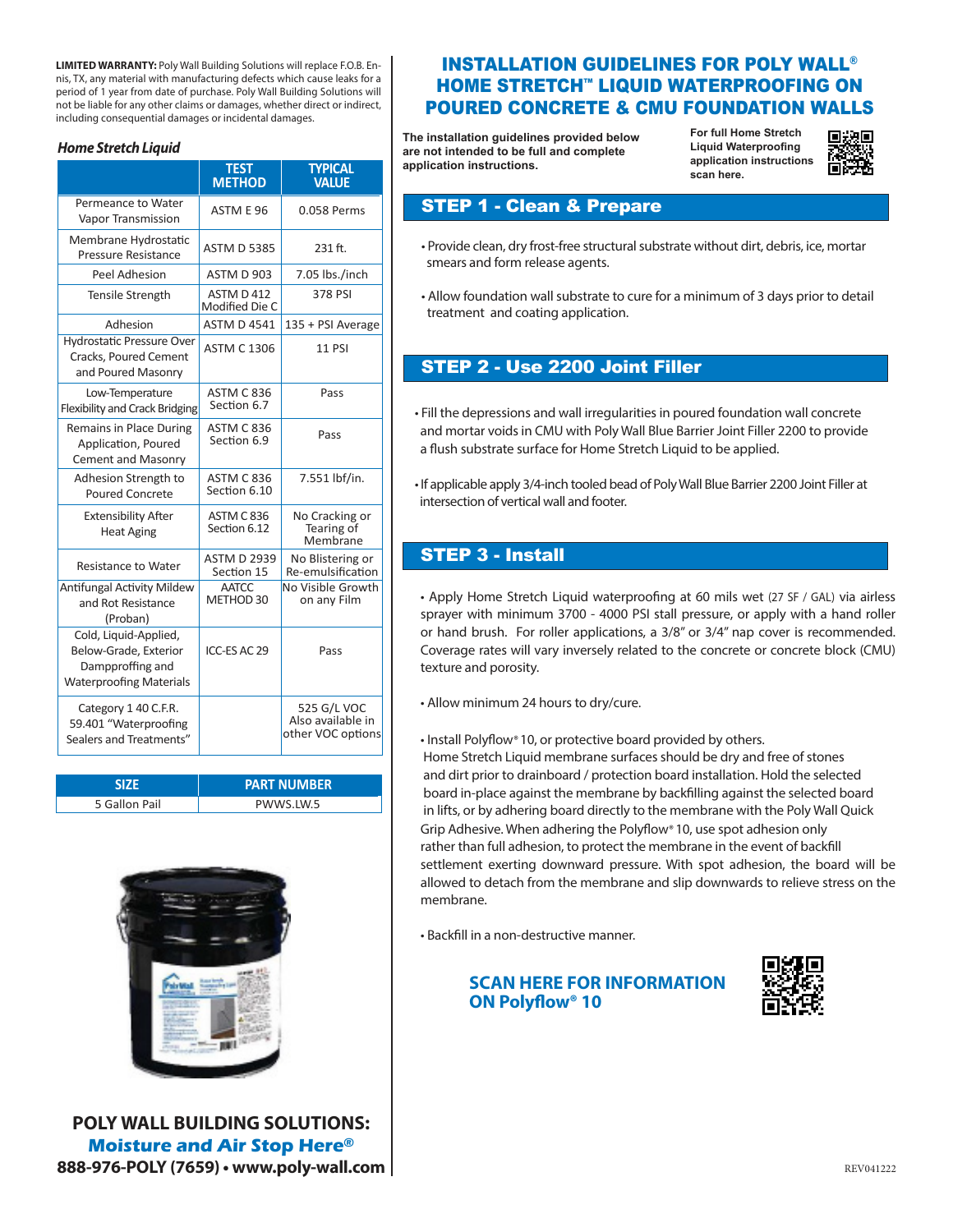**LIMITED WARRANTY:** Poly Wall Building Solutions will replace F.O.B. Ennis, TX, any material with manufacturing defects which cause leaks for a period of 1 year from date of purchase. Poly Wall Building Solutions will not be liable for any other claims or damages, whether direct or indirect, including consequential damages or incidental damages.

### *Home Stretch Liquid*

| | TEST METHOD | TYPICAL VALUE |
|---|---|---|
| Permeance to Water Vapor Transmission | ASTM E 96 | 0.058 Perms |
| Membrane Hydrostatic Pressure Resistance | ASTM D 5385 | 231 ft. |
| Peel Adhesion | ASTM D 903 | 7.05 lbs./inch |
| Tensile Strength | ASTM D 412 Modified Die C | 378 PSI |
| Adhesion | ASTM D 4541 | 135 + PSI Average |
| Hydrostatic Pressure Over Cracks, Poured Cement and Poured Masonry | ASTM C 1306 | 11 PSI |
| Low-Temperature Flexibility and Crack Bridging | ASTM C 836 Section 6.7 | Pass |
| Remains in Place During Application, Poured Cement and Masonry | ASTM C 836 Section 6.9 | Pass |
| Adhesion Strength to Poured Concrete | ASTM C 836 Section 6.10 | 7.551 lbf/in. |
| Extensibility After Heat Aging | ASTM C 836 Section 6.12 | No Cracking or Tearing of Membrane |
| Resistance to Water | ASTM D 2939 Section 15 | No Blistering or Re-emulsification |
| Antifungal Activity Mildew and Rot Resistance (Proban) | AATCC METHOD 30 | No Visible Growth on any Film |
| Cold, Liquid-Applied, Below-Grade, Exterior Dampproffing and Waterproofing Materials | ICC-ES AC 29 | Pass |
| Category 1 40 C.F.R. 59.401 "Waterproofing Sealers and Treatments" | | 525 G/L VOC Also available in other VOC options |

| SIZE | PART NUMBER |
|---|---|
| 5 Gallon Pail | PWWS.LW.5 |

# INSTALLATION GUIDELINES FOR POLY WALL® HOME STRETCH™ LIQUID WATERPROOFING ON POURED CONCRETE & CMU FOUNDATION WALLS

**The installation guidelines provided below are not intended to be full and complete application instructions.**

**For full Home Stretch Liquid Waterproofing application instructions scan here.**

## STEP 1 - Clean & Prepare

- Provide clean, dry frost-free structural substrate without dirt, debris, ice, mortar smears and form release agents.
- Allow foundation wall substrate to cure for a minimum of 3 days prior to detail treatment and coating application.

## STEP 2 - Use 2200 Joint Filler

- Fill the depressions and wall irregularities in poured foundation wall concrete and mortar voids in CMU with Poly Wall Blue Barrier Joint Filler 2200 to provide a flush substrate surface for Home Stretch Liquid to be applied.
- If applicable apply 3/4-inch tooled bead of Poly Wall Blue Barrier 2200 Joint Filler at intersection of vertical wall and footer.

## STEP 3 - Install

- Apply Home Stretch Liquid waterproofing at 60 mils wet (27 SF / GAL) via airless sprayer with minimum 3700 - 4000 PSI stall pressure, or apply with a hand roller or hand brush. For roller applications, a 3/8" or 3/4" nap cover is recommended. Coverage rates will vary inversely related to the concrete or concrete block (CMU) texture and porosity.
- Allow minimum 24 hours to dry/cure.
- Install Polyflow® 10, or protective board provided by others. Home Stretch Liquid membrane surfaces should be dry and free of stones and dirt prior to drainboard / protection board installation. Hold the selected board in-place against the membrane by backfilling against the selected board in lifts, or by adhering board directly to the membrane with the Poly Wall Quick Grip Adhesive. When adhering the Polyflow® 10, use spot adhesion only rather than full adhesion, to protect the membrane in the event of backfill settlement exerting downward pressure. With spot adhesion, the board will be allowed to detach from the membrane and slip downwards to relieve stress on the membrane.
- Backfill in a non-destructive manner.

**SCAN HERE FOR INFORMATION ON Polyflow® 10**

**POLY WALL BUILDING SOLUTIONS:**
***Moisture and Air Stop Here®***
**888-976-POLY (7659) • www.poly-wall.com**

REV041222